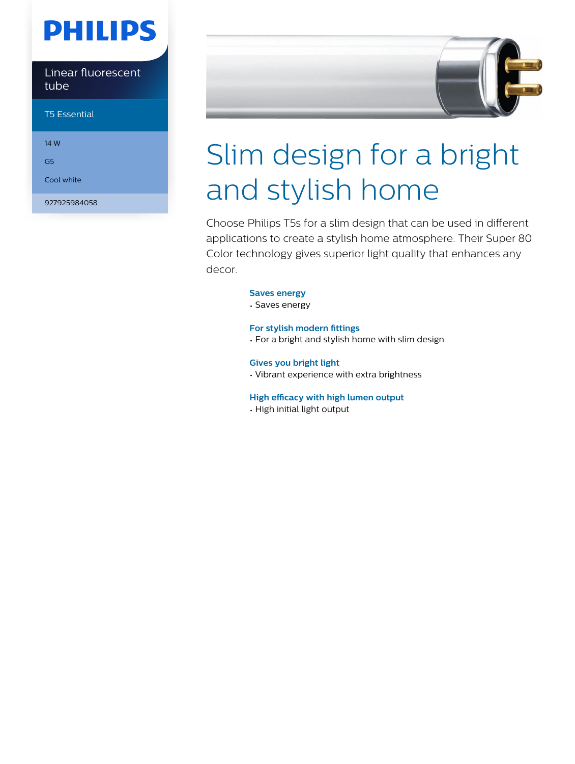PHILIPS

Linear fluorescent tube

T5 Essential

14 W

G5

Cool white

927925984058

# Slim design for a bright and stylish home

Choose Philips T5s for a slim design that can be used in different applications to create a stylish home atmosphere. Their Super 80 Color technology gives superior light quality that enhances any decor.

### Saves energy

- Saves energy

### For stylish modern fittings

- For a bright and stylish home with slim design

### Gives you bright light

- Vibrant experience with extra brightness

### High efficacy with high lumen output

- High initial light output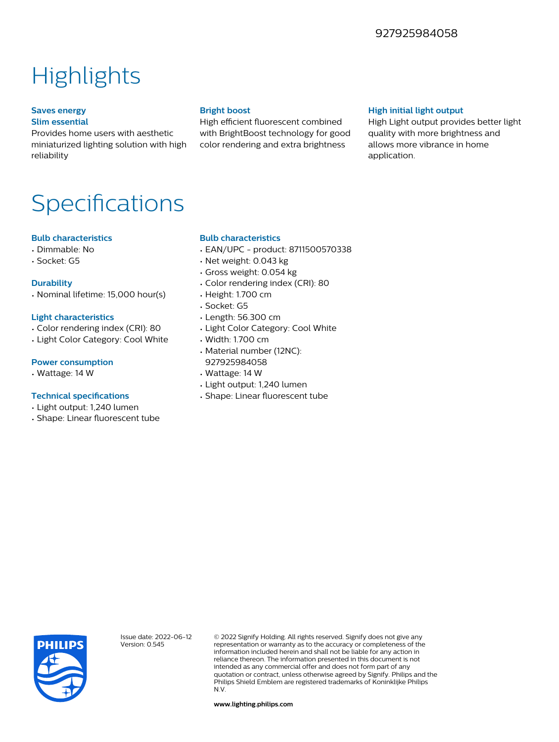927925984058

# Highlights

### Saves energy

#### Slim essential

Provides home users with aesthetic miniaturized lighting solution with high reliability

### Bright boost

High efficient fluorescent combined with BrightBoost technology for good color rendering and extra brightness

### High initial light output

High Light output provides better light quality with more brightness and allows more vibrance in home application.

# Specifications

### Bulb characteristics

- Dimmable: No
- Socket: G5

### Durability

- Nominal lifetime: 15,000 hour(s)

### Light characteristics

- Color rendering index (CRI): 80
- Light Color Category: Cool White

### Power consumption

- Wattage: 14 W

### Technical specifications

- Light output: 1,240 lumen
- Shape: Linear fluorescent tube

### Bulb characteristics

- EAN/UPC - product: 8711500570338
- Net weight: 0.043 kg
- Gross weight: 0.054 kg
- Color rendering index (CRI): 80
- Height: 1.700 cm
- Socket: G5
- Length: 56.300 cm
- Light Color Category: Cool White
- Width: 1.700 cm
- Material number (12NC): 927925984058
- Wattage: 14 W
- Light output: 1,240 lumen
- Shape: Linear fluorescent tube

Issue date: 2022-06-12
Version: 0.545

© 2022 Signify Holding. All rights reserved. Signify does not give any representation or warranty as to the accuracy or completeness of the information included herein and shall not be liable for any action in reliance thereon. The information presented in this document is not intended as any commercial offer and does not form part of any quotation or contract, unless otherwise agreed by Signify. Philips and the Philips Shield Emblem are registered trademarks of Koninklijke Philips N.V.

**www.lighting.philips.com**